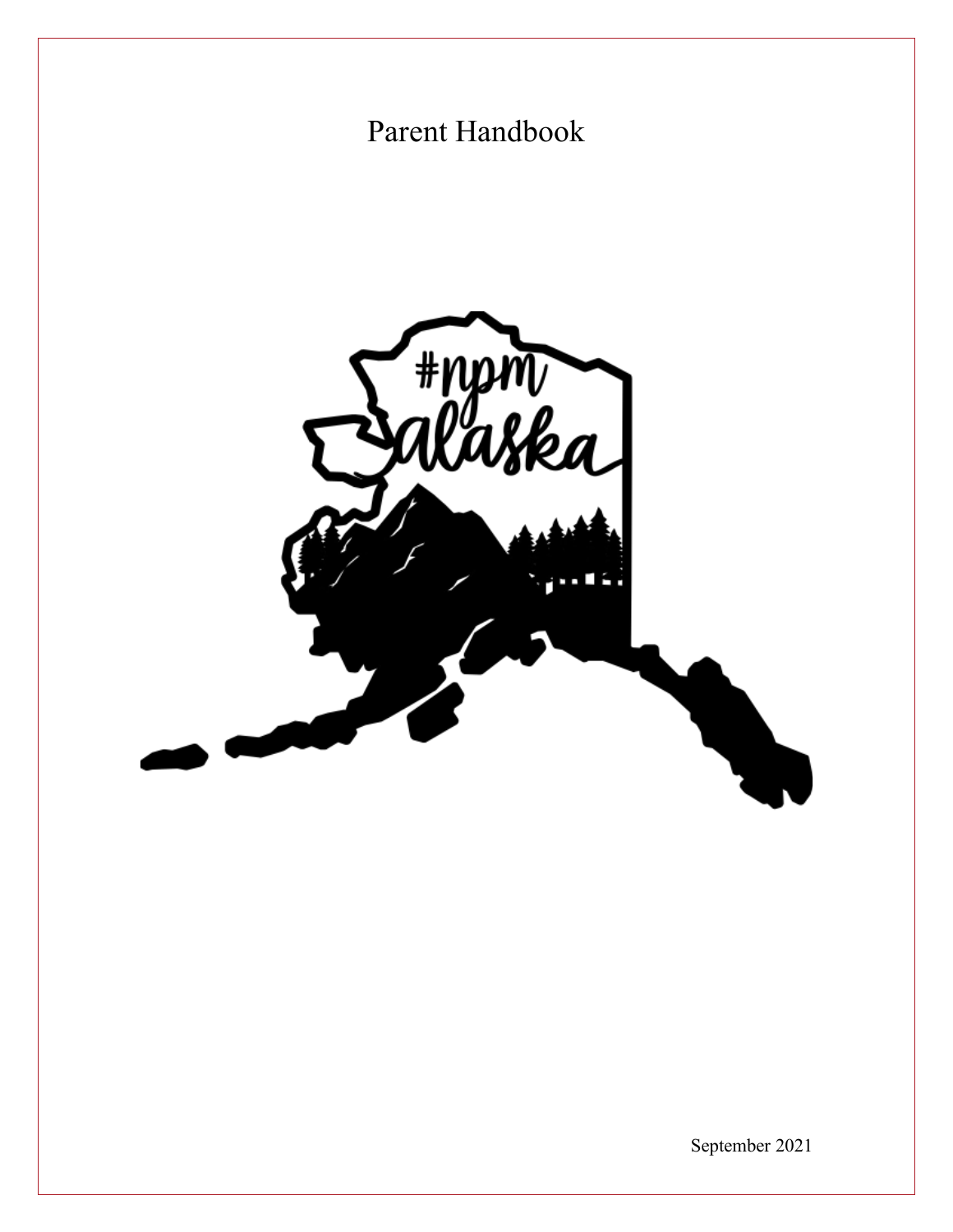# Parent Handbook

September 2021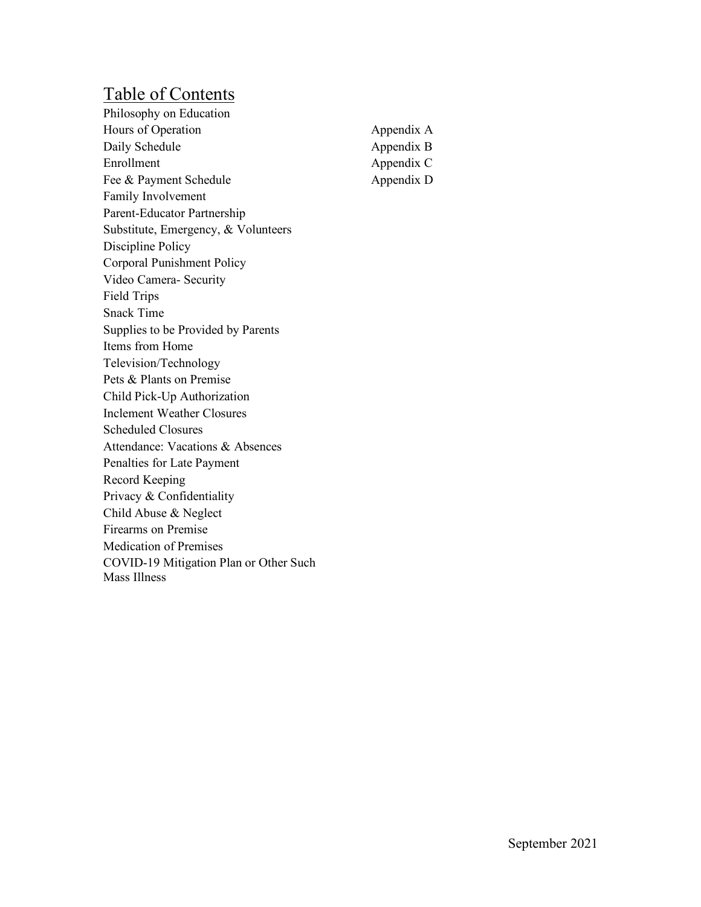# Table of Contents

Philosophy on Education
Hours of Operation
Daily Schedule
Enrollment
Fee & Payment Schedule
Family Involvement
Parent-Educator Partnership
Substitute, Emergency, & Volunteers
Discipline Policy
Corporal Punishment Policy
Video Camera- Security
Field Trips
Snack Time
Supplies to be Provided by Parents
Items from Home
Television/Technology
Pets & Plants on Premise
Child Pick-Up Authorization
Inclement Weather Closures
Scheduled Closures
Attendance: Vacations & Absences
Penalties for Late Payment
Record Keeping
Privacy & Confidentiality
Child Abuse & Neglect
Firearms on Premise
Medication of Premises
COVID-19 Mitigation Plan or Other Such Mass Illness

Appendix A
Appendix B
Appendix C
Appendix D

September 2021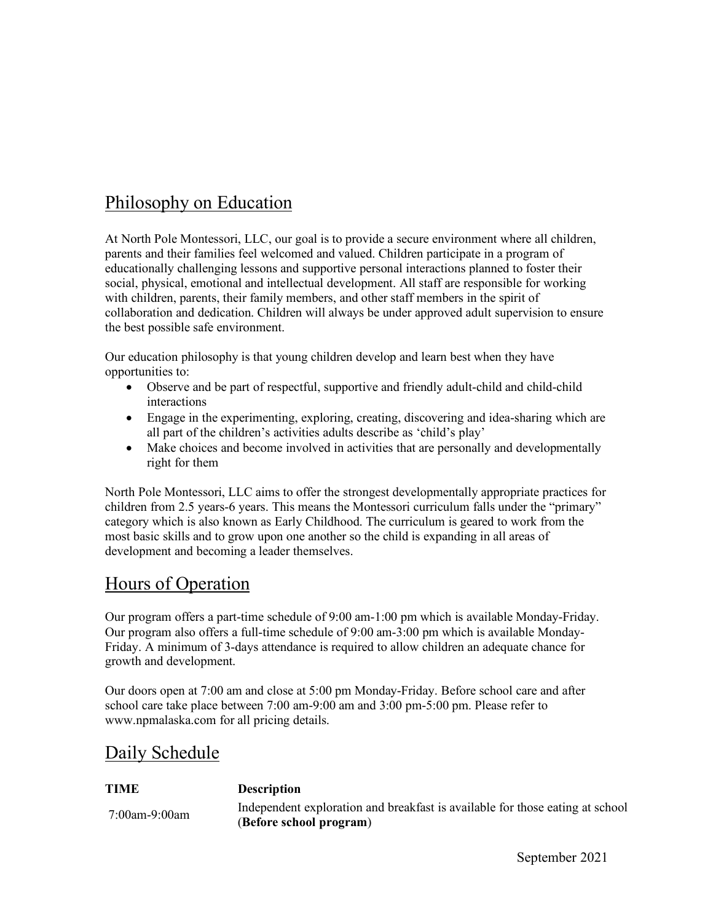## Philosophy on Education

At North Pole Montessori, LLC, our goal is to provide a secure environment where all children, parents and their families feel welcomed and valued. Children participate in a program of educationally challenging lessons and supportive personal interactions planned to foster their social, physical, emotional and intellectual development. All staff are responsible for working with children, parents, their family members, and other staff members in the spirit of collaboration and dedication. Children will always be under approved adult supervision to ensure the best possible safe environment.

Our education philosophy is that young children develop and learn best when they have opportunities to:

- Observe and be part of respectful, supportive and friendly adult-child and child-child interactions
- Engage in the experimenting, exploring, creating, discovering and idea-sharing which are all part of the children's activities adults describe as 'child's play'
- Make choices and become involved in activities that are personally and developmentally right for them

North Pole Montessori, LLC aims to offer the strongest developmentally appropriate practices for children from 2.5 years-6 years. This means the Montessori curriculum falls under the "primary" category which is also known as Early Childhood. The curriculum is geared to work from the most basic skills and to grow upon one another so the child is expanding in all areas of development and becoming a leader themselves.

## Hours of Operation

Our program offers a part-time schedule of 9:00 am-1:00 pm which is available Monday-Friday. Our program also offers a full-time schedule of 9:00 am-3:00 pm which is available Monday-Friday. A minimum of 3-days attendance is required to allow children an adequate chance for growth and development.

Our doors open at 7:00 am and close at 5:00 pm Monday-Friday. Before school care and after school care take place between 7:00 am-9:00 am and 3:00 pm-5:00 pm. Please refer to www.npmalaska.com for all pricing details.

## Daily Schedule

| TIME | Description |
|---|---|
| 7:00am-9:00am | Independent exploration and breakfast is available for those eating at school (**Before school program**) |

September 2021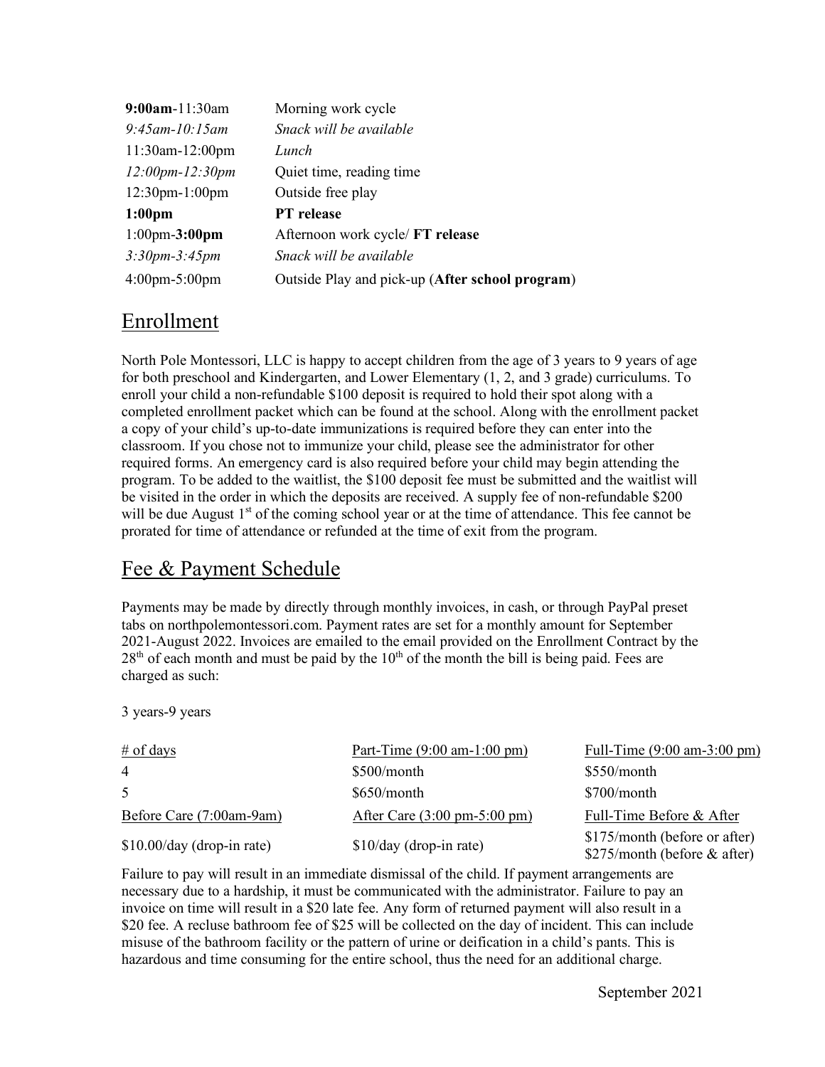| | |
|---|---|
| **9:00am**-11:30am | Morning work cycle |
| *9:45am-10:15am* | *Snack will be available* |
| 11:30am-12:00pm | *Lunch* |
| *12:00pm-12:30pm* | Quiet time, reading time |
| 12:30pm-1:00pm | Outside free play |
| **1:00pm** | **PT release** |
| 1:00pm-**3:00pm** | Afternoon work cycle/ **FT release** |
| *3:30pm-3:45pm* | *Snack will be available* |
| 4:00pm-5:00pm | Outside Play and pick-up (**After school program**) |

## Enrollment

North Pole Montessori, LLC is happy to accept children from the age of 3 years to 9 years of age for both preschool and Kindergarten, and Lower Elementary (1, 2, and 3 grade) curriculums. To enroll your child a non-refundable $100 deposit is required to hold their spot along with a completed enrollment packet which can be found at the school. Along with the enrollment packet a copy of your child's up-to-date immunizations is required before they can enter into the classroom. If you chose not to immunize your child, please see the administrator for other required forms. An emergency card is also required before your child may begin attending the program. To be added to the waitlist, the $100 deposit fee must be submitted and the waitlist will be visited in the order in which the deposits are received. A supply fee of non-refundable $200 will be due August 1st of the coming school year or at the time of attendance. This fee cannot be prorated for time of attendance or refunded at the time of exit from the program.

## Fee & Payment Schedule

Payments may be made by directly through monthly invoices, in cash, or through PayPal preset tabs on northpolemontessori.com. Payment rates are set for a monthly amount for September 2021-August 2022. Invoices are emailed to the email provided on the Enrollment Contract by the 28th of each month and must be paid by the 10th of the month the bill is being paid. Fees are charged as such:

3 years-9 years

| # of days | Part-Time (9:00 am-1:00 pm) | Full-Time (9:00 am-3:00 pm) |
|---|---|---|
| 4 | $500/month | $550/month |
| 5 | $650/month | $700/month |
| Before Care (7:00am-9am) | After Care (3:00 pm-5:00 pm) | Full-Time Before & After |
| $10.00/day (drop-in rate) | $10/day (drop-in rate) | $175/month (before or after)<br>$275/month (before & after) |

Failure to pay will result in an immediate dismissal of the child. If payment arrangements are necessary due to a hardship, it must be communicated with the administrator. Failure to pay an invoice on time will result in a $20 late fee. Any form of returned payment will also result in a $20 fee. A recluse bathroom fee of $25 will be collected on the day of incident. This can include misuse of the bathroom facility or the pattern of urine or deification in a child's pants. This is hazardous and time consuming for the entire school, thus the need for an additional charge.

September 2021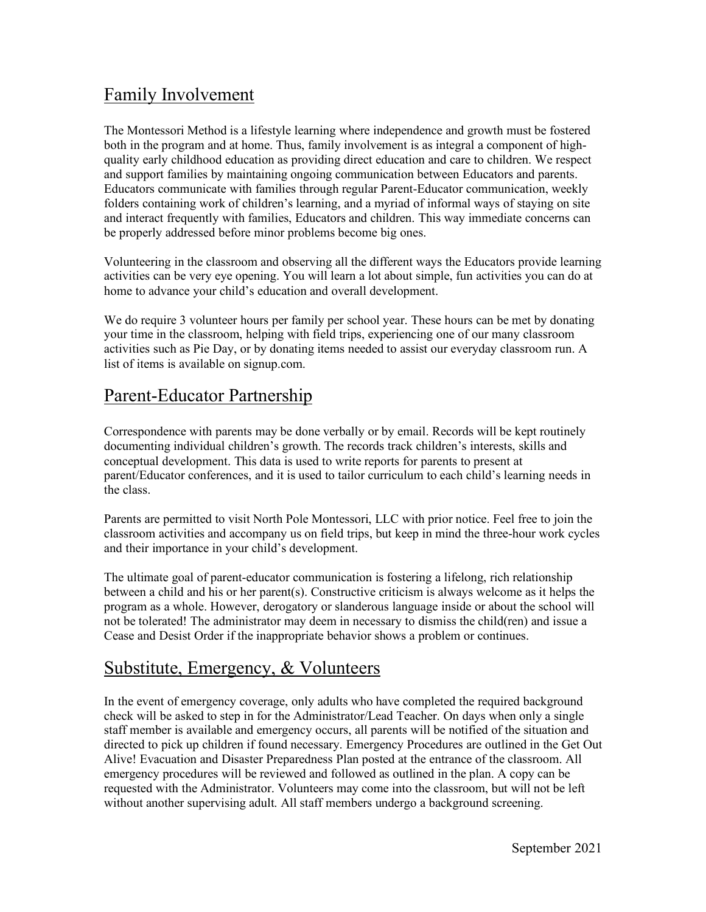## Family Involvement

The Montessori Method is a lifestyle learning where independence and growth must be fostered both in the program and at home. Thus, family involvement is as integral a component of high-quality early childhood education as providing direct education and care to children. We respect and support families by maintaining ongoing communication between Educators and parents. Educators communicate with families through regular Parent-Educator communication, weekly folders containing work of children's learning, and a myriad of informal ways of staying on site and interact frequently with families, Educators and children. This way immediate concerns can be properly addressed before minor problems become big ones.

Volunteering in the classroom and observing all the different ways the Educators provide learning activities can be very eye opening. You will learn a lot about simple, fun activities you can do at home to advance your child's education and overall development.

We do require 3 volunteer hours per family per school year. These hours can be met by donating your time in the classroom, helping with field trips, experiencing one of our many classroom activities such as Pie Day, or by donating items needed to assist our everyday classroom run. A list of items is available on signup.com.

## Parent-Educator Partnership

Correspondence with parents may be done verbally or by email. Records will be kept routinely documenting individual children's growth. The records track children's interests, skills and conceptual development. This data is used to write reports for parents to present at parent/Educator conferences, and it is used to tailor curriculum to each child's learning needs in the class.

Parents are permitted to visit North Pole Montessori, LLC with prior notice. Feel free to join the classroom activities and accompany us on field trips, but keep in mind the three-hour work cycles and their importance in your child's development.

The ultimate goal of parent-educator communication is fostering a lifelong, rich relationship between a child and his or her parent(s). Constructive criticism is always welcome as it helps the program as a whole. However, derogatory or slanderous language inside or about the school will not be tolerated! The administrator may deem in necessary to dismiss the child(ren) and issue a Cease and Desist Order if the inappropriate behavior shows a problem or continues.

## Substitute, Emergency, & Volunteers

In the event of emergency coverage, only adults who have completed the required background check will be asked to step in for the Administrator/Lead Teacher. On days when only a single staff member is available and emergency occurs, all parents will be notified of the situation and directed to pick up children if found necessary. Emergency Procedures are outlined in the Get Out Alive! Evacuation and Disaster Preparedness Plan posted at the entrance of the classroom. All emergency procedures will be reviewed and followed as outlined in the plan. A copy can be requested with the Administrator. Volunteers may come into the classroom, but will not be left without another supervising adult. All staff members undergo a background screening.

September 2021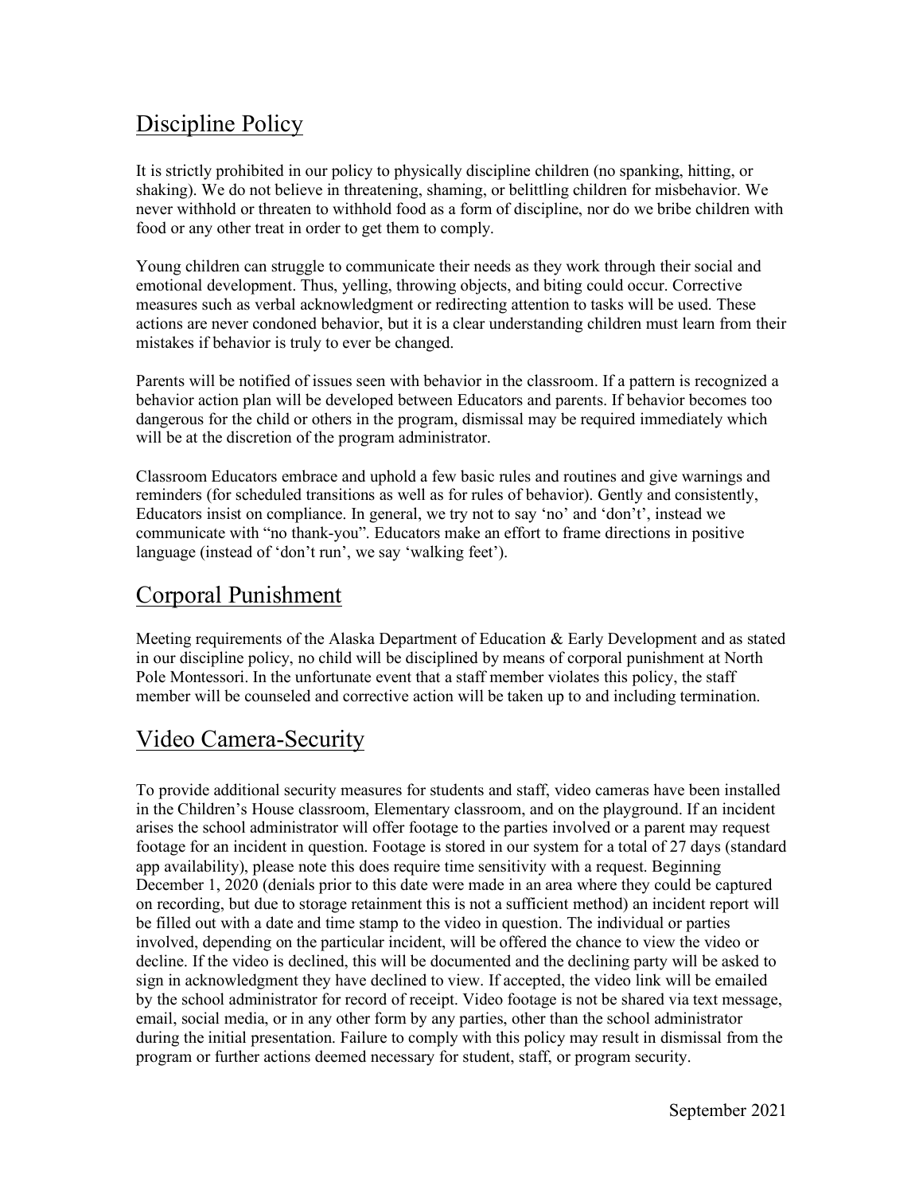## Discipline Policy

It is strictly prohibited in our policy to physically discipline children (no spanking, hitting, or shaking). We do not believe in threatening, shaming, or belittling children for misbehavior. We never withhold or threaten to withhold food as a form of discipline, nor do we bribe children with food or any other treat in order to get them to comply.

Young children can struggle to communicate their needs as they work through their social and emotional development. Thus, yelling, throwing objects, and biting could occur. Corrective measures such as verbal acknowledgment or redirecting attention to tasks will be used. These actions are never condoned behavior, but it is a clear understanding children must learn from their mistakes if behavior is truly to ever be changed.

Parents will be notified of issues seen with behavior in the classroom. If a pattern is recognized a behavior action plan will be developed between Educators and parents. If behavior becomes too dangerous for the child or others in the program, dismissal may be required immediately which will be at the discretion of the program administrator.

Classroom Educators embrace and uphold a few basic rules and routines and give warnings and reminders (for scheduled transitions as well as for rules of behavior). Gently and consistently, Educators insist on compliance. In general, we try not to say 'no' and 'don't', instead we communicate with "no thank-you". Educators make an effort to frame directions in positive language (instead of 'don't run', we say 'walking feet').

## Corporal Punishment

Meeting requirements of the Alaska Department of Education & Early Development and as stated in our discipline policy, no child will be disciplined by means of corporal punishment at North Pole Montessori. In the unfortunate event that a staff member violates this policy, the staff member will be counseled and corrective action will be taken up to and including termination.

## Video Camera-Security

To provide additional security measures for students and staff, video cameras have been installed in the Children's House classroom, Elementary classroom, and on the playground. If an incident arises the school administrator will offer footage to the parties involved or a parent may request footage for an incident in question. Footage is stored in our system for a total of 27 days (standard app availability), please note this does require time sensitivity with a request. Beginning December 1, 2020 (denials prior to this date were made in an area where they could be captured on recording, but due to storage retainment this is not a sufficient method) an incident report will be filled out with a date and time stamp to the video in question. The individual or parties involved, depending on the particular incident, will be offered the chance to view the video or decline. If the video is declined, this will be documented and the declining party will be asked to sign in acknowledgment they have declined to view. If accepted, the video link will be emailed by the school administrator for record of receipt. Video footage is not be shared via text message, email, social media, or in any other form by any parties, other than the school administrator during the initial presentation. Failure to comply with this policy may result in dismissal from the program or further actions deemed necessary for student, staff, or program security.

September 2021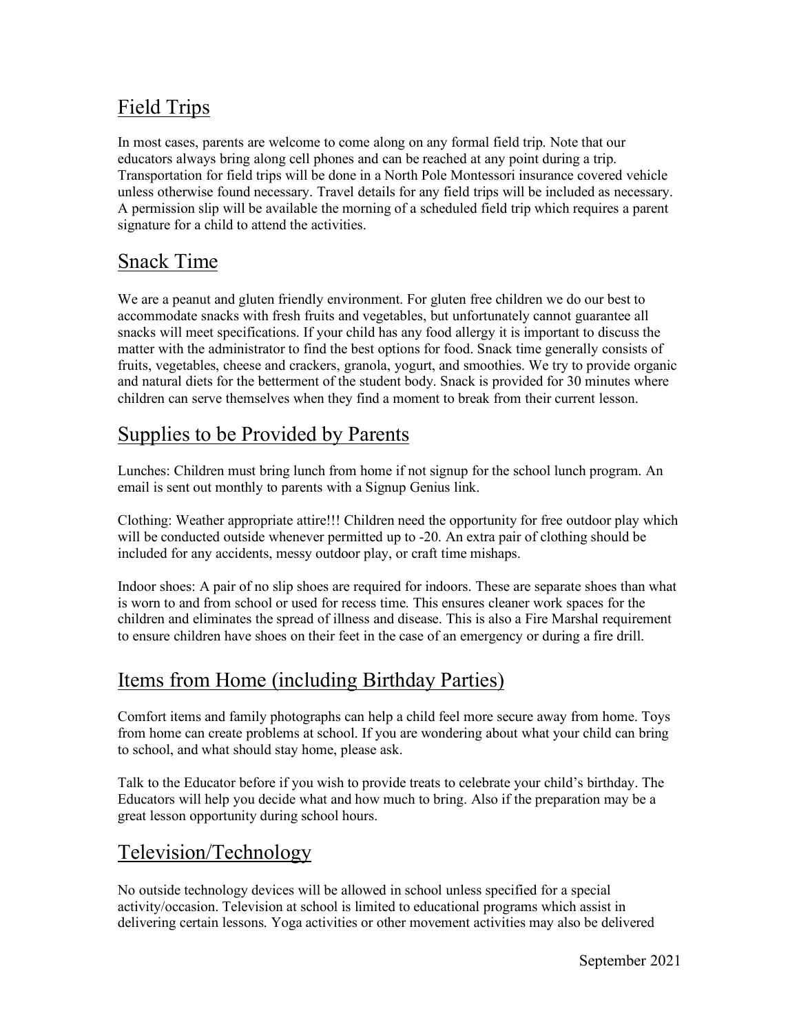## Field Trips

In most cases, parents are welcome to come along on any formal field trip. Note that our educators always bring along cell phones and can be reached at any point during a trip. Transportation for field trips will be done in a North Pole Montessori insurance covered vehicle unless otherwise found necessary. Travel details for any field trips will be included as necessary. A permission slip will be available the morning of a scheduled field trip which requires a parent signature for a child to attend the activities.

## Snack Time

We are a peanut and gluten friendly environment. For gluten free children we do our best to accommodate snacks with fresh fruits and vegetables, but unfortunately cannot guarantee all snacks will meet specifications. If your child has any food allergy it is important to discuss the matter with the administrator to find the best options for food. Snack time generally consists of fruits, vegetables, cheese and crackers, granola, yogurt, and smoothies. We try to provide organic and natural diets for the betterment of the student body. Snack is provided for 30 minutes where children can serve themselves when they find a moment to break from their current lesson.

## Supplies to be Provided by Parents

Lunches: Children must bring lunch from home if not signup for the school lunch program. An email is sent out monthly to parents with a Signup Genius link.

Clothing: Weather appropriate attire!!! Children need the opportunity for free outdoor play which will be conducted outside whenever permitted up to -20. An extra pair of clothing should be included for any accidents, messy outdoor play, or craft time mishaps.

Indoor shoes: A pair of no slip shoes are required for indoors. These are separate shoes than what is worn to and from school or used for recess time. This ensures cleaner work spaces for the children and eliminates the spread of illness and disease. This is also a Fire Marshal requirement to ensure children have shoes on their feet in the case of an emergency or during a fire drill.

## Items from Home (including Birthday Parties)

Comfort items and family photographs can help a child feel more secure away from home. Toys from home can create problems at school. If you are wondering about what your child can bring to school, and what should stay home, please ask.

Talk to the Educator before if you wish to provide treats to celebrate your child's birthday. The Educators will help you decide what and how much to bring. Also if the preparation may be a great lesson opportunity during school hours.

## Television/Technology

No outside technology devices will be allowed in school unless specified for a special activity/occasion. Television at school is limited to educational programs which assist in delivering certain lessons. Yoga activities or other movement activities may also be delivered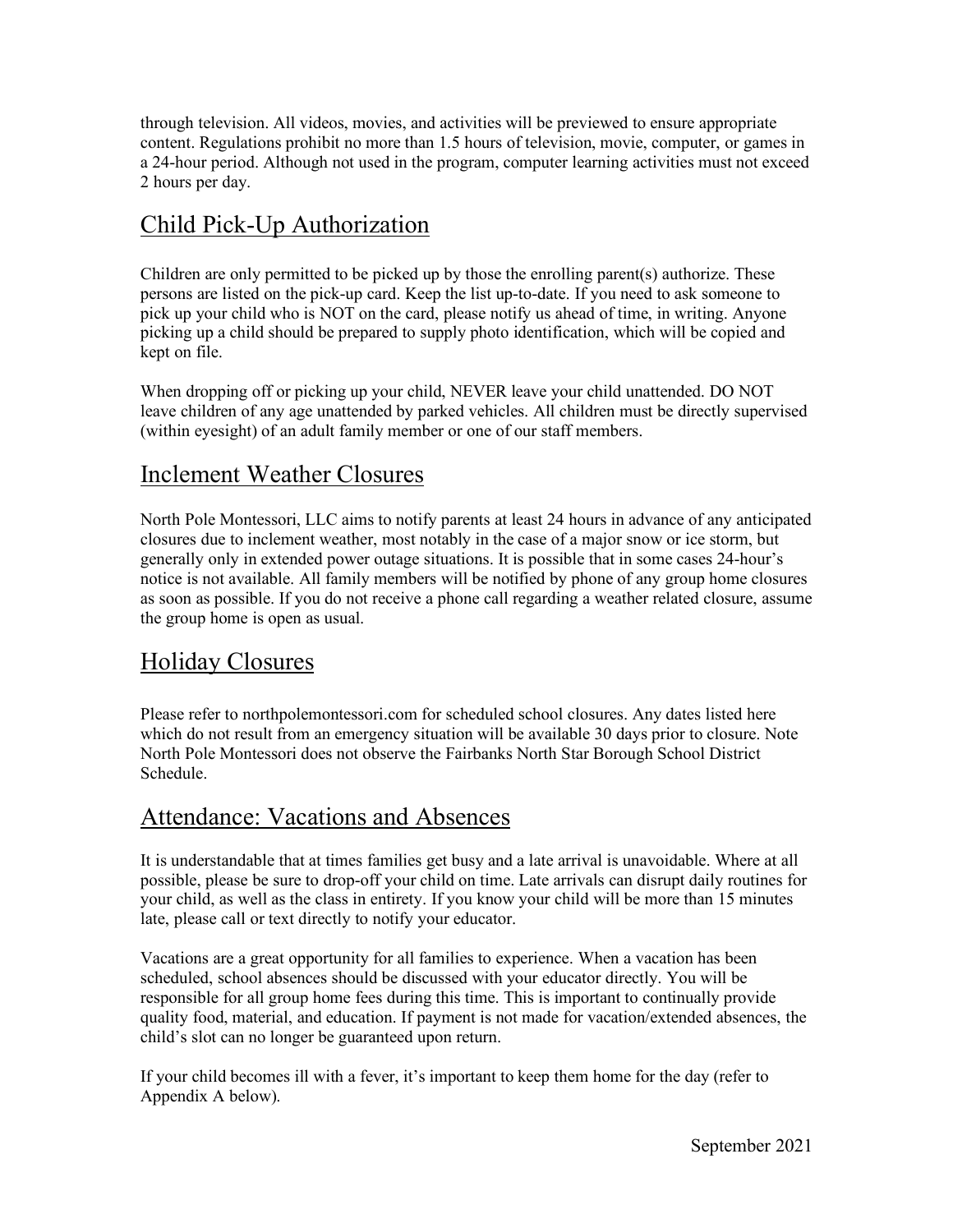through television. All videos, movies, and activities will be previewed to ensure appropriate content. Regulations prohibit no more than 1.5 hours of television, movie, computer, or games in a 24-hour period. Although not used in the program, computer learning activities must not exceed 2 hours per day.

## Child Pick-Up Authorization

Children are only permitted to be picked up by those the enrolling parent(s) authorize. These persons are listed on the pick-up card. Keep the list up-to-date. If you need to ask someone to pick up your child who is NOT on the card, please notify us ahead of time, in writing. Anyone picking up a child should be prepared to supply photo identification, which will be copied and kept on file.

When dropping off or picking up your child, NEVER leave your child unattended. DO NOT leave children of any age unattended by parked vehicles. All children must be directly supervised (within eyesight) of an adult family member or one of our staff members.

## Inclement Weather Closures

North Pole Montessori, LLC aims to notify parents at least 24 hours in advance of any anticipated closures due to inclement weather, most notably in the case of a major snow or ice storm, but generally only in extended power outage situations. It is possible that in some cases 24-hour's notice is not available. All family members will be notified by phone of any group home closures as soon as possible. If you do not receive a phone call regarding a weather related closure, assume the group home is open as usual.

## Holiday Closures

Please refer to northpolemontessori.com for scheduled school closures. Any dates listed here which do not result from an emergency situation will be available 30 days prior to closure. Note North Pole Montessori does not observe the Fairbanks North Star Borough School District Schedule.

## Attendance: Vacations and Absences

It is understandable that at times families get busy and a late arrival is unavoidable. Where at all possible, please be sure to drop-off your child on time. Late arrivals can disrupt daily routines for your child, as well as the class in entirety. If you know your child will be more than 15 minutes late, please call or text directly to notify your educator.

Vacations are a great opportunity for all families to experience. When a vacation has been scheduled, school absences should be discussed with your educator directly. You will be responsible for all group home fees during this time. This is important to continually provide quality food, material, and education. If payment is not made for vacation/extended absences, the child's slot can no longer be guaranteed upon return.

If your child becomes ill with a fever, it's important to keep them home for the day (refer to Appendix A below).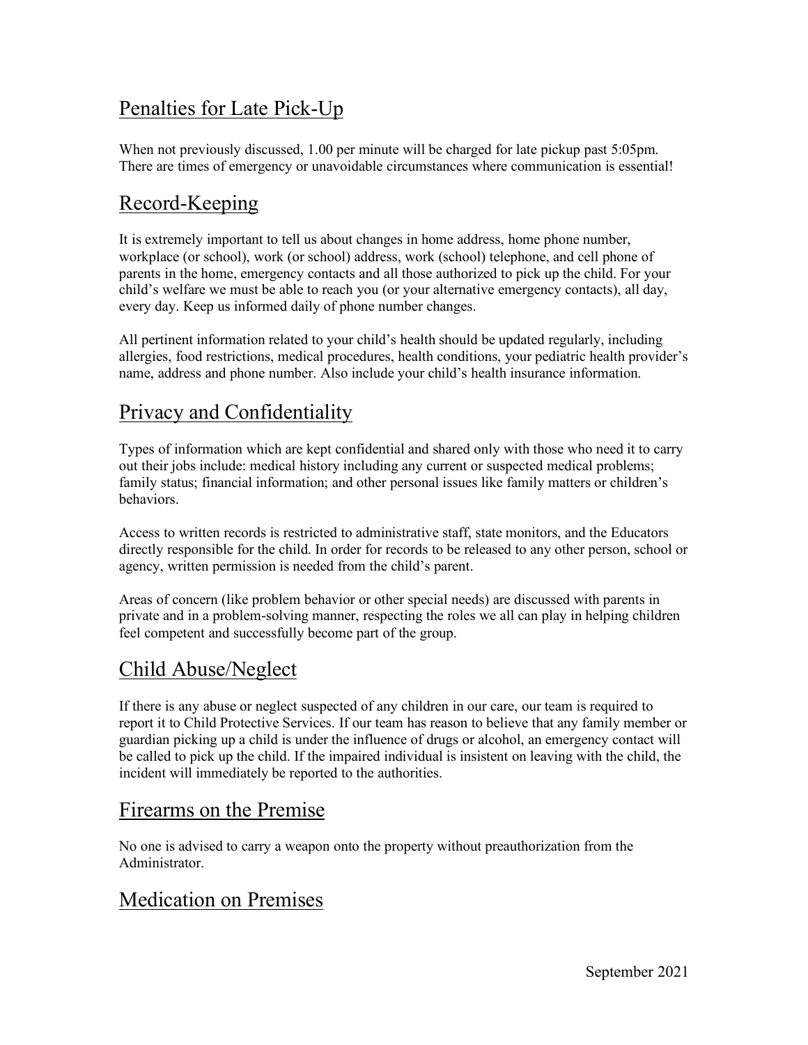## Penalties for Late Pick-Up

When not previously discussed, 1.00 per minute will be charged for late pickup past 5:05pm. There are times of emergency or unavoidable circumstances where communication is essential!

## Record-Keeping

It is extremely important to tell us about changes in home address, home phone number, workplace (or school), work (or school) address, work (school) telephone, and cell phone of parents in the home, emergency contacts and all those authorized to pick up the child. For your child's welfare we must be able to reach you (or your alternative emergency contacts), all day, every day. Keep us informed daily of phone number changes.

All pertinent information related to your child's health should be updated regularly, including allergies, food restrictions, medical procedures, health conditions, your pediatric health provider's name, address and phone number. Also include your child's health insurance information.

## Privacy and Confidentiality

Types of information which are kept confidential and shared only with those who need it to carry out their jobs include: medical history including any current or suspected medical problems; family status; financial information; and other personal issues like family matters or children's behaviors.

Access to written records is restricted to administrative staff, state monitors, and the Educators directly responsible for the child. In order for records to be released to any other person, school or agency, written permission is needed from the child's parent.

Areas of concern (like problem behavior or other special needs) are discussed with parents in private and in a problem-solving manner, respecting the roles we all can play in helping children feel competent and successfully become part of the group.

## Child Abuse/Neglect

If there is any abuse or neglect suspected of any children in our care, our team is required to report it to Child Protective Services. If our team has reason to believe that any family member or guardian picking up a child is under the influence of drugs or alcohol, an emergency contact will be called to pick up the child. If the impaired individual is insistent on leaving with the child, the incident will immediately be reported to the authorities.

## Firearms on the Premise

No one is advised to carry a weapon onto the property without preauthorization from the Administrator.

## Medication on Premises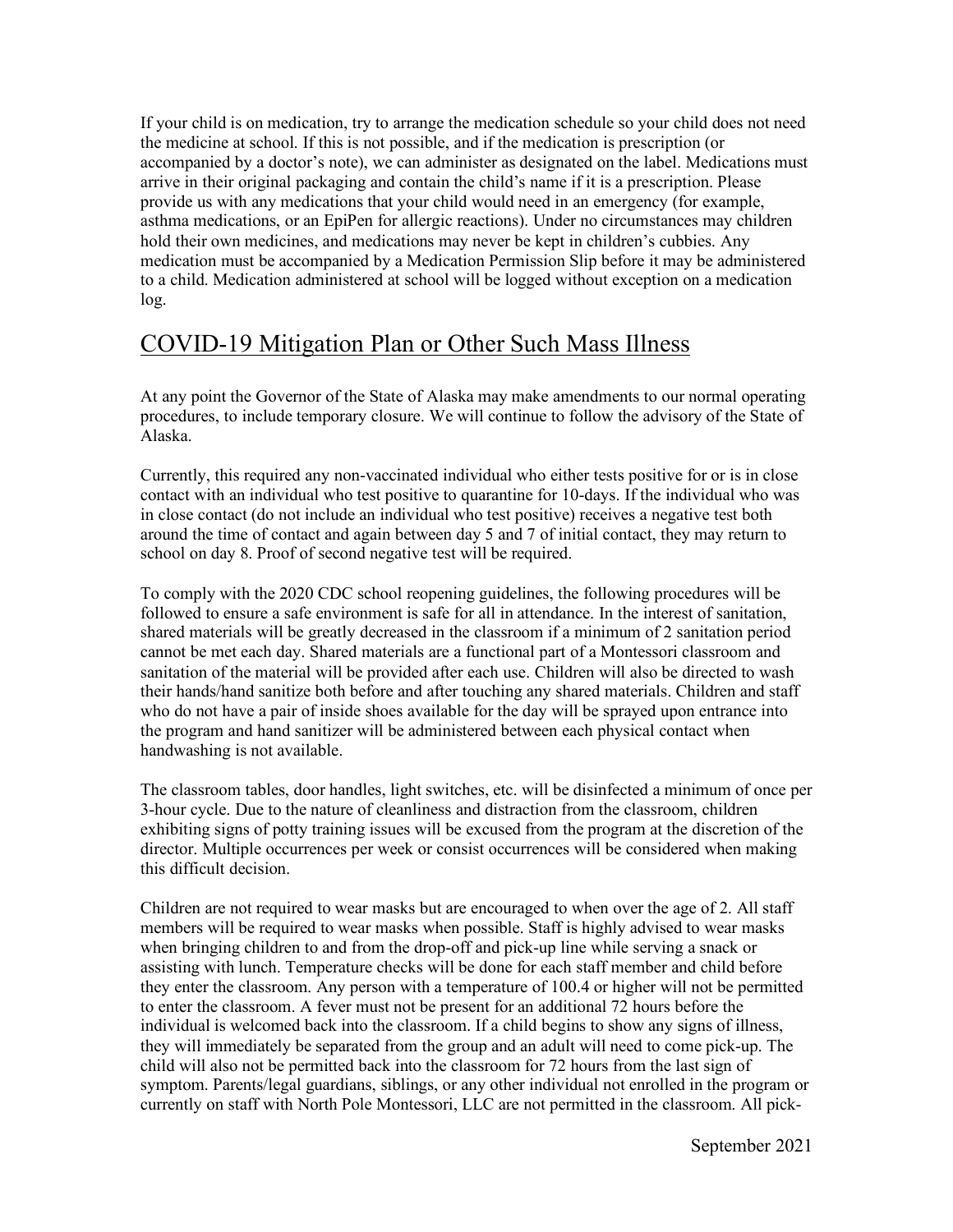If your child is on medication, try to arrange the medication schedule so your child does not need the medicine at school. If this is not possible, and if the medication is prescription (or accompanied by a doctor's note), we can administer as designated on the label. Medications must arrive in their original packaging and contain the child's name if it is a prescription. Please provide us with any medications that your child would need in an emergency (for example, asthma medications, or an EpiPen for allergic reactions). Under no circumstances may children hold their own medicines, and medications may never be kept in children's cubbies. Any medication must be accompanied by a Medication Permission Slip before it may be administered to a child. Medication administered at school will be logged without exception on a medication log.

## COVID-19 Mitigation Plan or Other Such Mass Illness

At any point the Governor of the State of Alaska may make amendments to our normal operating procedures, to include temporary closure. We will continue to follow the advisory of the State of Alaska.

Currently, this required any non-vaccinated individual who either tests positive for or is in close contact with an individual who test positive to quarantine for 10-days. If the individual who was in close contact (do not include an individual who test positive) receives a negative test both around the time of contact and again between day 5 and 7 of initial contact, they may return to school on day 8. Proof of second negative test will be required.

To comply with the 2020 CDC school reopening guidelines, the following procedures will be followed to ensure a safe environment is safe for all in attendance. In the interest of sanitation, shared materials will be greatly decreased in the classroom if a minimum of 2 sanitation period cannot be met each day. Shared materials are a functional part of a Montessori classroom and sanitation of the material will be provided after each use. Children will also be directed to wash their hands/hand sanitize both before and after touching any shared materials. Children and staff who do not have a pair of inside shoes available for the day will be sprayed upon entrance into the program and hand sanitizer will be administered between each physical contact when handwashing is not available.

The classroom tables, door handles, light switches, etc. will be disinfected a minimum of once per 3-hour cycle. Due to the nature of cleanliness and distraction from the classroom, children exhibiting signs of potty training issues will be excused from the program at the discretion of the director. Multiple occurrences per week or consist occurrences will be considered when making this difficult decision.

Children are not required to wear masks but are encouraged to when over the age of 2. All staff members will be required to wear masks when possible. Staff is highly advised to wear masks when bringing children to and from the drop-off and pick-up line while serving a snack or assisting with lunch. Temperature checks will be done for each staff member and child before they enter the classroom. Any person with a temperature of 100.4 or higher will not be permitted to enter the classroom. A fever must not be present for an additional 72 hours before the individual is welcomed back into the classroom. If a child begins to show any signs of illness, they will immediately be separated from the group and an adult will need to come pick-up. The child will also not be permitted back into the classroom for 72 hours from the last sign of symptom. Parents/legal guardians, siblings, or any other individual not enrolled in the program or currently on staff with North Pole Montessori, LLC are not permitted in the classroom. All pick-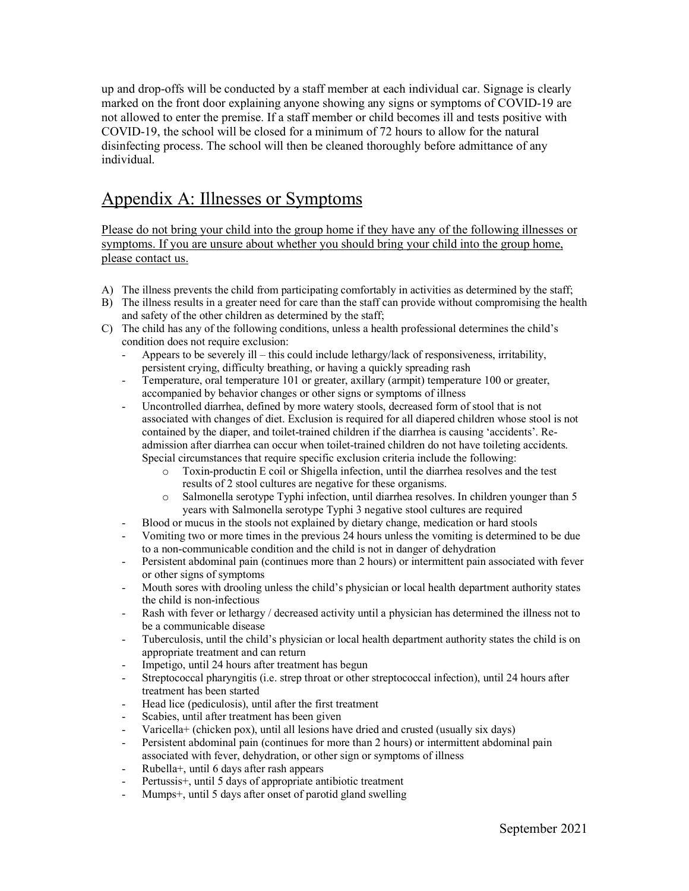up and drop-offs will be conducted by a staff member at each individual car. Signage is clearly marked on the front door explaining anyone showing any signs or symptoms of COVID-19 are not allowed to enter the premise. If a staff member or child becomes ill and tests positive with COVID-19, the school will be closed for a minimum of 72 hours to allow for the natural disinfecting process. The school will then be cleaned thoroughly before admittance of any individual.

## Appendix A: Illnesses or Symptoms

Please do not bring your child into the group home if they have any of the following illnesses or symptoms. If you are unsure about whether you should bring your child into the group home, please contact us.

A) The illness prevents the child from participating comfortably in activities as determined by the staff;
B) The illness results in a greater need for care than the staff can provide without compromising the health and safety of the other children as determined by the staff;
C) The child has any of the following conditions, unless a health professional determines the child's condition does not require exclusion:
   - Appears to be severely ill – this could include lethargy/lack of responsiveness, irritability, persistent crying, difficulty breathing, or having a quickly spreading rash
   - Temperature, oral temperature 101 or greater, axillary (armpit) temperature 100 or greater, accompanied by behavior changes or other signs or symptoms of illness
   - Uncontrolled diarrhea, defined by more watery stools, decreased form of stool that is not associated with changes of diet. Exclusion is required for all diapered children whose stool is not contained by the diaper, and toilet-trained children if the diarrhea is causing 'accidents'. Re-admission after diarrhea can occur when toilet-trained children do not have toileting accidents. Special circumstances that require specific exclusion criteria include the following:
     - Toxin-productin E coil or Shigella infection, until the diarrhea resolves and the test results of 2 stool cultures are negative for these organisms.
     - Salmonella serotype Typhi infection, until diarrhea resolves. In children younger than 5 years with Salmonella serotype Typhi 3 negative stool cultures are required
   - Blood or mucus in the stools not explained by dietary change, medication or hard stools
   - Vomiting two or more times in the previous 24 hours unless the vomiting is determined to be due to a non-communicable condition and the child is not in danger of dehydration
   - Persistent abdominal pain (continues more than 2 hours) or intermittent pain associated with fever or other signs of symptoms
   - Mouth sores with drooling unless the child's physician or local health department authority states the child is non-infectious
   - Rash with fever or lethargy / decreased activity until a physician has determined the illness not to be a communicable disease
   - Tuberculosis, until the child's physician or local health department authority states the child is on appropriate treatment and can return
   - Impetigo, until 24 hours after treatment has begun
   - Streptococcal pharyngitis (i.e. strep throat or other streptococcal infection), until 24 hours after treatment has been started
   - Head lice (pediculosis), until after the first treatment
   - Scabies, until after treatment has been given
   - Varicella+ (chicken pox), until all lesions have dried and crusted (usually six days)
   - Persistent abdominal pain (continues for more than 2 hours) or intermittent abdominal pain associated with fever, dehydration, or other sign or symptoms of illness
   - Rubella+, until 6 days after rash appears
   - Pertussis+, until 5 days of appropriate antibiotic treatment
   - Mumps+, until 5 days after onset of parotid gland swelling

September 2021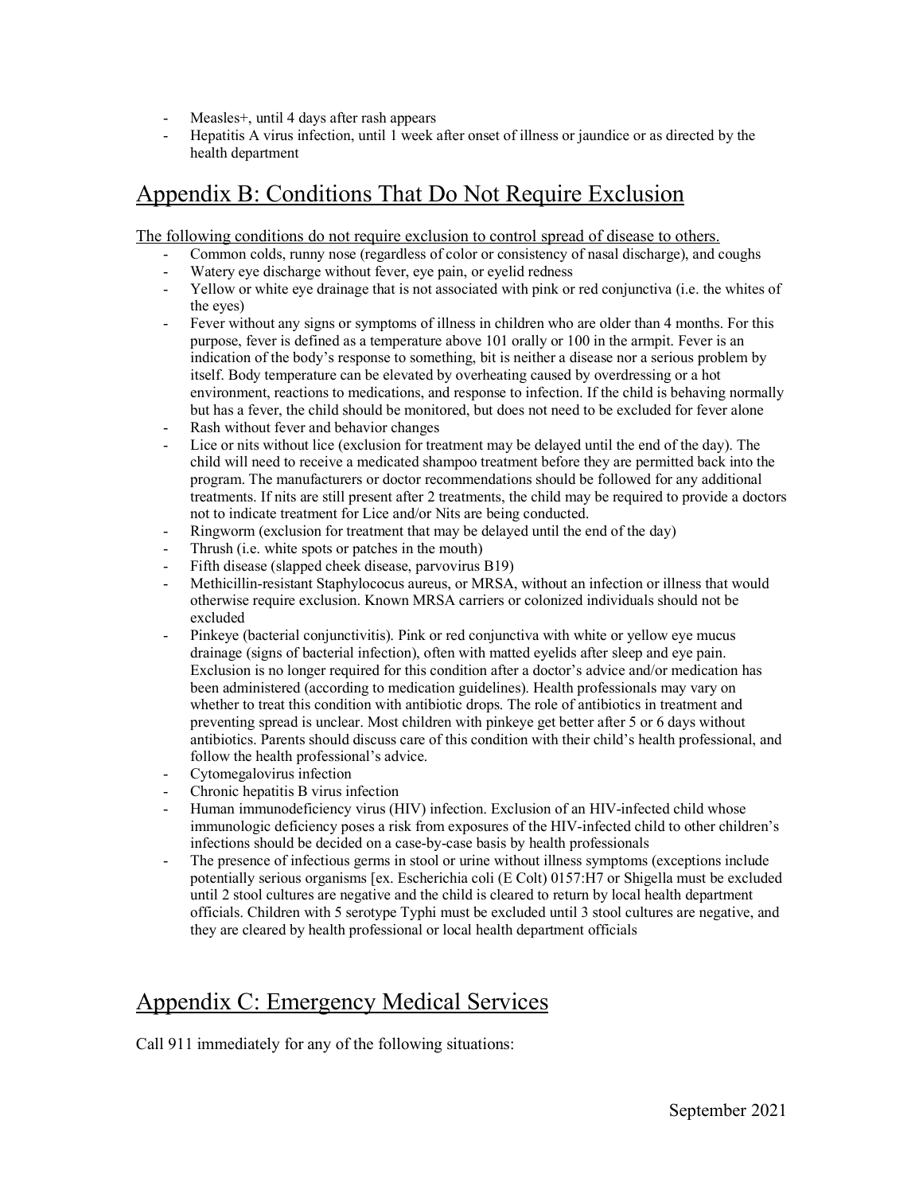- Measles+, until 4 days after rash appears
- Hepatitis A virus infection, until 1 week after onset of illness or jaundice or as directed by the health department

## Appendix B: Conditions That Do Not Require Exclusion

The following conditions do not require exclusion to control spread of disease to others.

- Common colds, runny nose (regardless of color or consistency of nasal discharge), and coughs
- Watery eye discharge without fever, eye pain, or eyelid redness
- Yellow or white eye drainage that is not associated with pink or red conjunctiva (i.e. the whites of the eyes)
- Fever without any signs or symptoms of illness in children who are older than 4 months. For this purpose, fever is defined as a temperature above 101 orally or 100 in the armpit. Fever is an indication of the body's response to something, bit is neither a disease nor a serious problem by itself. Body temperature can be elevated by overheating caused by overdressing or a hot environment, reactions to medications, and response to infection. If the child is behaving normally but has a fever, the child should be monitored, but does not need to be excluded for fever alone
- Rash without fever and behavior changes
- Lice or nits without lice (exclusion for treatment may be delayed until the end of the day). The child will need to receive a medicated shampoo treatment before they are permitted back into the program. The manufacturers or doctor recommendations should be followed for any additional treatments. If nits are still present after 2 treatments, the child may be required to provide a doctors note to indicate treatment for Lice and/or Nits are being conducted.
- Ringworm (exclusion for treatment that may be delayed until the end of the day)
- Thrush (i.e. white spots or patches in the mouth)
- Fifth disease (slapped cheek disease, parvovirus B19)
- Methicillin-resistant Staphylococus aureus, or MRSA, without an infection or illness that would otherwise require exclusion. Known MRSA carriers or colonized individuals should not be excluded
- Pinkeye (bacterial conjunctivitis). Pink or red conjunctiva with white or yellow eye mucus drainage (signs of bacterial infection), often with matted eyelids after sleep and eye pain. Exclusion is no longer required for this condition after a doctor's advice and/or medication has been administered (according to medication guidelines). Health professionals may vary on whether to treat this condition with antibiotic drops. The role of antibiotics in treatment and preventing spread is unclear. Most children with pinkeye get better after 5 or 6 days without antibiotics. Parents should discuss care of this condition with their child's health professional, and follow the health professional's advice.
- Cytomegalovirus infection
- Chronic hepatitis B virus infection
- Human immunodeficiency virus (HIV) infection. Exclusion of an HIV-infected child whose immunologic deficiency poses a risk from exposures of the HIV-infected child to other children's infections should be decided on a case-by-case basis by health professionals
- The presence of infectious germs in stool or urine without illness symptoms (exceptions include potentially serious organisms [ex. Escherichia coli (E Colt) 0157:H7 or Shigella must be excluded until 2 stool cultures are negative and the child is cleared to return by local health department officials. Children with 5 serotype Typhi must be excluded until 3 stool cultures are negative, and they are cleared by health professional or local health department officials

## Appendix C: Emergency Medical Services

Call 911 immediately for any of the following situations: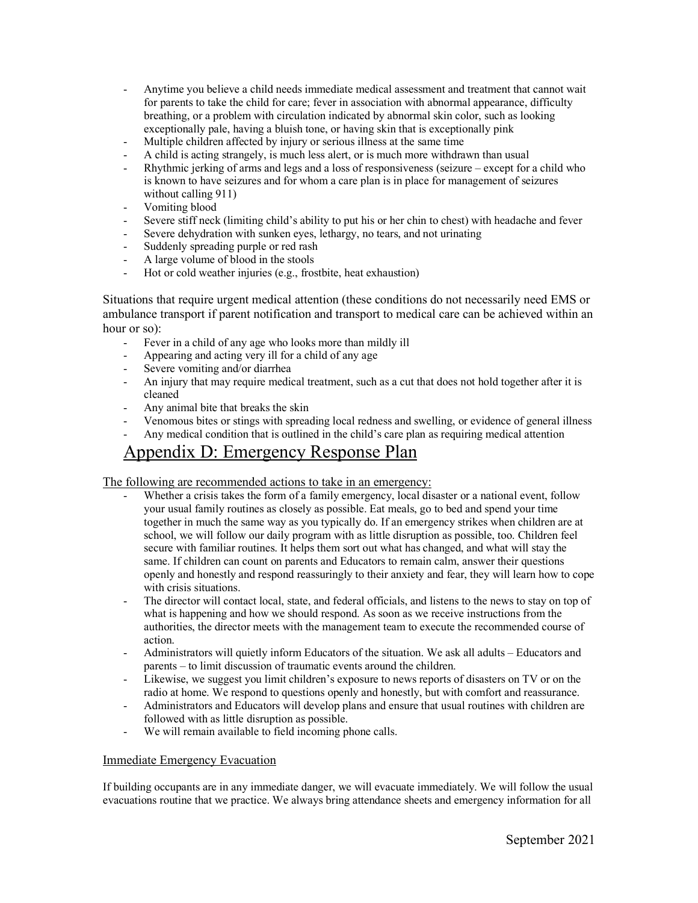- Anytime you believe a child needs immediate medical assessment and treatment that cannot wait for parents to take the child for care; fever in association with abnormal appearance, difficulty breathing, or a problem with circulation indicated by abnormal skin color, such as looking exceptionally pale, having a bluish tone, or having skin that is exceptionally pink
- Multiple children affected by injury or serious illness at the same time
- A child is acting strangely, is much less alert, or is much more withdrawn than usual
- Rhythmic jerking of arms and legs and a loss of responsiveness (seizure – except for a child who is known to have seizures and for whom a care plan is in place for management of seizures without calling 911)
- Vomiting blood
- Severe stiff neck (limiting child's ability to put his or her chin to chest) with headache and fever
- Severe dehydration with sunken eyes, lethargy, no tears, and not urinating
- Suddenly spreading purple or red rash
- A large volume of blood in the stools
- Hot or cold weather injuries (e.g., frostbite, heat exhaustion)

Situations that require urgent medical attention (these conditions do not necessarily need EMS or ambulance transport if parent notification and transport to medical care can be achieved within an hour or so):

- Fever in a child of any age who looks more than mildly ill
- Appearing and acting very ill for a child of any age
- Severe vomiting and/or diarrhea
- An injury that may require medical treatment, such as a cut that does not hold together after it is cleaned
- Any animal bite that breaks the skin
- Venomous bites or stings with spreading local redness and swelling, or evidence of general illness
- Any medical condition that is outlined in the child's care plan as requiring medical attention

# Appendix D: Emergency Response Plan

The following are recommended actions to take in an emergency:

- Whether a crisis takes the form of a family emergency, local disaster or a national event, follow your usual family routines as closely as possible. Eat meals, go to bed and spend your time together in much the same way as you typically do. If an emergency strikes when children are at school, we will follow our daily program with as little disruption as possible, too. Children feel secure with familiar routines. It helps them sort out what has changed, and what will stay the same. If children can count on parents and Educators to remain calm, answer their questions openly and honestly and respond reassuringly to their anxiety and fear, they will learn how to cope with crisis situations.
- The director will contact local, state, and federal officials, and listens to the news to stay on top of what is happening and how we should respond. As soon as we receive instructions from the authorities, the director meets with the management team to execute the recommended course of action.
- Administrators will quietly inform Educators of the situation. We ask all adults – Educators and parents – to limit discussion of traumatic events around the children.
- Likewise, we suggest you limit children's exposure to news reports of disasters on TV or on the radio at home. We respond to questions openly and honestly, but with comfort and reassurance.
- Administrators and Educators will develop plans and ensure that usual routines with children are followed with as little disruption as possible.
- We will remain available to field incoming phone calls.

## Immediate Emergency Evacuation

If building occupants are in any immediate danger, we will evacuate immediately. We will follow the usual evacuations routine that we practice. We always bring attendance sheets and emergency information for all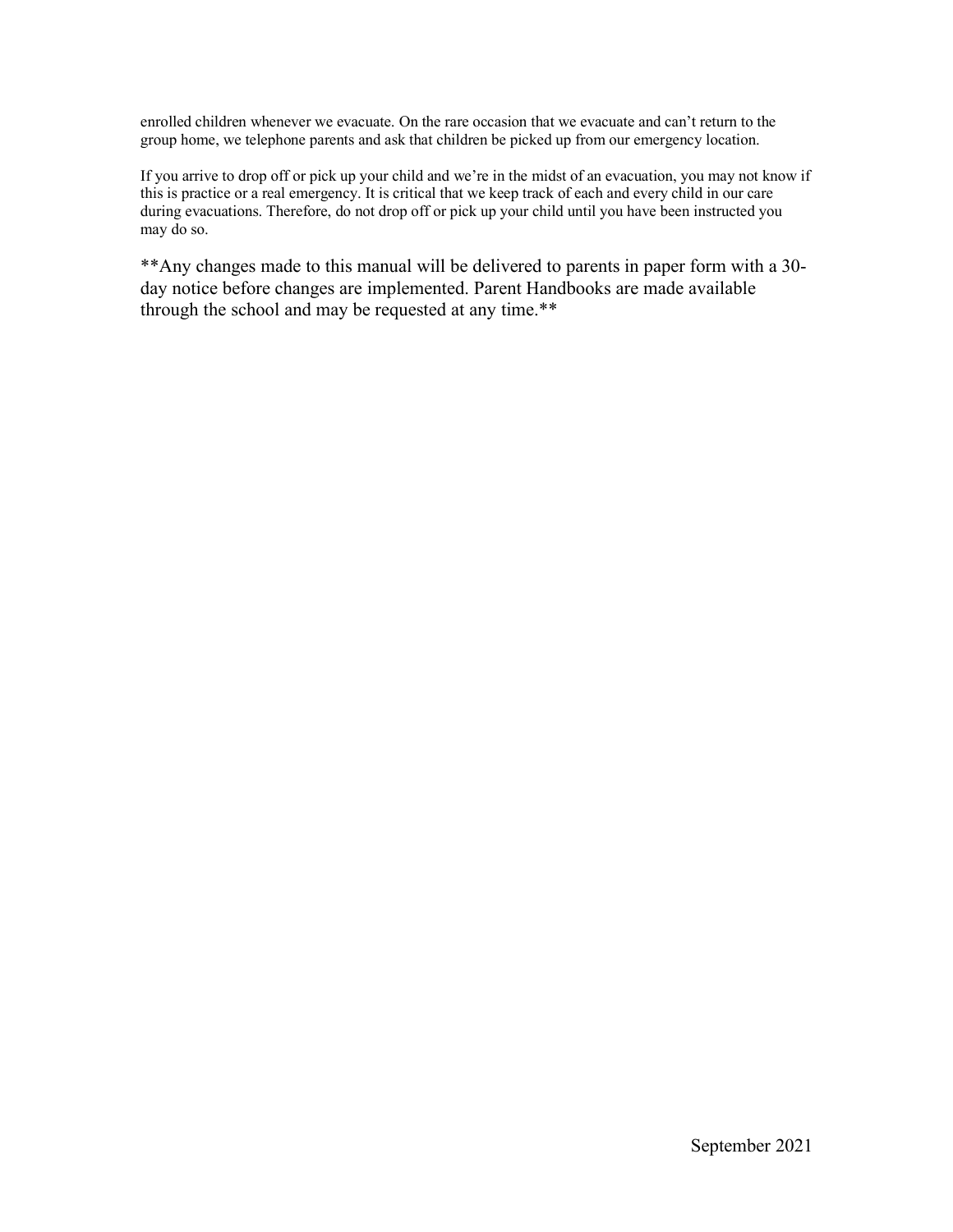enrolled children whenever we evacuate. On the rare occasion that we evacuate and can't return to the group home, we telephone parents and ask that children be picked up from our emergency location.

If you arrive to drop off or pick up your child and we're in the midst of an evacuation, you may not know if this is practice or a real emergency. It is critical that we keep track of each and every child in our care during evacuations. Therefore, do not drop off or pick up your child until you have been instructed you may do so.

**Any changes made to this manual will be delivered to parents in paper form with a 30-day notice before changes are implemented. Parent Handbooks are made available through the school and may be requested at any time.**

September 2021